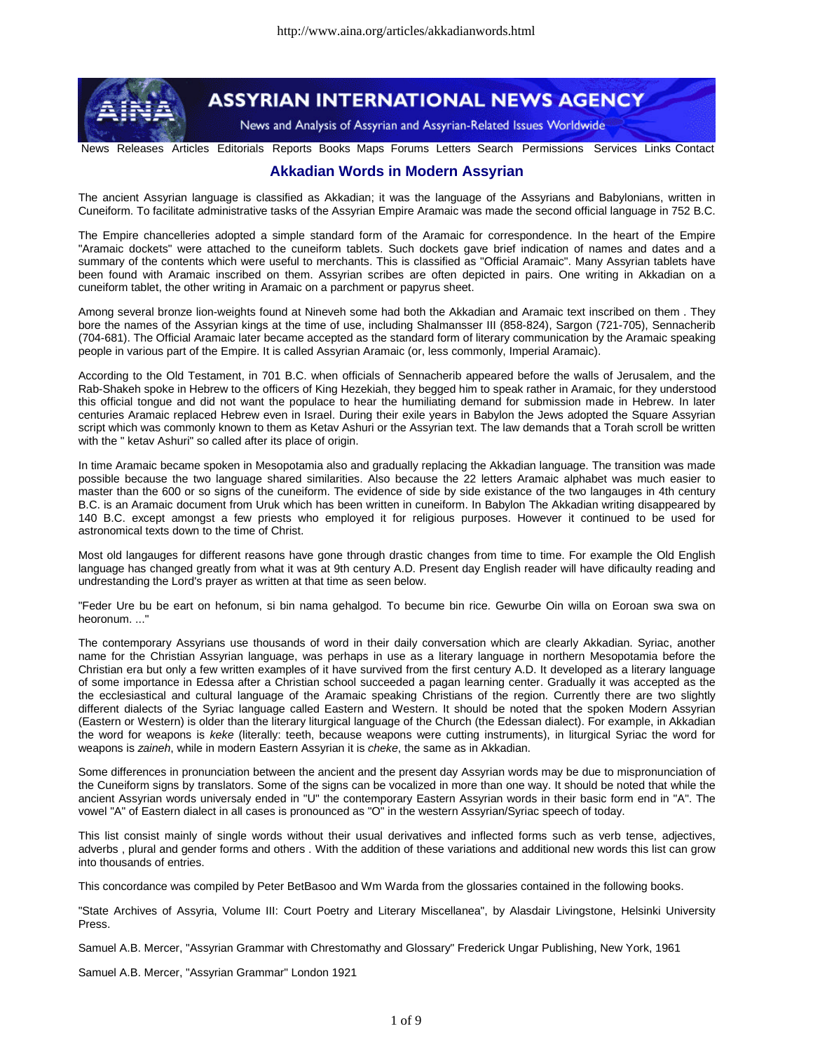ASSYRIAN INTERNATIONAL NEWS AGENCY

News and Analysis of Assyrian and Assyrian-Related Issues Worldwide

News Releases Articles Editorials Reports Books Maps Forums Letters Search Permissions Services Links Contact

# Akkadian Words in Modern Assyrian

The ancient Assyrian language is classified as Akkadian; it was the language of the Assyrians and Babylonians, written in Cuneiform. To facilitate administrative tasks of the Assyrian Empire Aramaic was made the second official language in 752 B.C.

The Empire chancelleries adopted a simple standard form of the Aramaic for correspondence. In the heart of the Empire "Aramaic dockets" were attached to the cuneiform tablets. Such dockets gave brief indication of names and dates and a summary of the contents which were useful to merchants. This is classified as "Official Aramaic". Many Assyrian tablets have been found with Aramaic inscribed on them. Assyrian scribes are often depicted in pairs. One writing in Akkadian on a cuneiform tablet, the other writing in Aramaic on a parchment or papyrus sheet.

Among several bronze lion-weights found at Nineveh some had both the Akkadian and Aramaic text inscribed on them . They bore the names of the Assyrian kings at the time of use, including Shalmansser III (858-824), Sargon (721-705), Sennacherib (704-681). The Official Aramaic later became accepted as the standard form of literary communication by the Aramaic speaking people in various part of the Empire. It is called Assyrian Aramaic (or, less commonly, Imperial Aramaic).

According to the Old Testament, in 701 B.C. when officials of Sennacherib appeared before the walls of Jerusalem, and the Rab-Shakeh spoke in Hebrew to the officers of King Hezekiah, they begged him to speak rather in Aramaic, for they understood this official tongue and did not want the populace to hear the humiliating demand for submission made in Hebrew. In later centuries Aramaic replaced Hebrew even in Israel. During their exile years in Babylon the Jews adopted the Square Assyrian script which was commonly known to them as Ketav Ashuri or the Assyrian text. The law demands that a Torah scroll be written with the " ketav Ashuri" so called after its place of origin.

In time Aramaic became spoken in Mesopotamia also and gradually replacing the Akkadian language. The transition was made possible because the two language shared similarities. Also because the 22 letters Aramaic alphabet was much easier to master than the 600 or so signs of the cuneiform. The evidence of side by side existance of the two langauges in 4th century B.C. is an Aramaic document from Uruk which has been written in cuneiform. In Babylon The Akkadian writing disappeared by 140 B.C. except amongst a few priests who employed it for religious purposes. However it continued to be used for astronomical texts down to the time of Christ.

Most old langauges for different reasons have gone through drastic changes from time to time. For example the Old English language has changed greatly from what it was at 9th century A.D. Present day English reader will have dificaulty reading and undrestanding the Lord's prayer as written at that time as seen below.

"Feder Ure bu be eart on hefonum, si bin nama gehalgod. To become bin rice. Gewurbe Oin willa on Eoroan swa swa on heoronum. ..."

The contemporary Assyrians use thousands of word in their daily conversation which are clearly Akkadian. Syriac, another name for the Christian Assyrian language, was perhaps in use as a literary language in northern Mesopotamia before the Christian era but only a few written examples of it have survived from the first century A.D. It developed as a literary language of some importance in Edessa after a Christian school succeeded a pagan learning center. Gradually it was accepted as the the ecclesiastical and cultural language of the Aramaic speaking Christians of the region. Currently there are two slightly different dialects of the Syriac language called Eastern and Western. It should be noted that the spoken Modern Assyrian (Eastern or Western) is older than the literary liturgical language of the Church (the Edessan dialect). For example, in Akkadian the word for weapons is *keke* (literally: teeth, because weapons were cutting instruments), in liturgical Syriac the word for weapons is *zaineh*, while in modern Eastern Assyrian it is *cheke*, the same as in Akkadian.

Some differences in pronunciation between the ancient and the present day Assyrian words may be due to mispronunciation of the Cuneiform signs by translators. Some of the signs can be vocalized in more than one way. It should be noted that while the ancient Assyrian words universaly ended in "U" the contemporary Eastern Assyrian words in their basic form end in "A". The vowel "A" of Eastern dialect in all cases is pronounced as "O" in the western Assyrian/Syriac speech of today.

This list consist mainly of single words without their usual derivatives and inflected forms such as verb tense, adjectives, adverbs , plural and gender forms and others . With the addition of these variations and additional new words this list can grow into thousands of entries.

This concordance was compiled by Peter BetBasoo and Wm Warda from the glossaries contained in the following books.

"State Archives of Assyria, Volume III: Court Poetry and Literary Miscellanea", by Alasdair Livingstone, Helsinki University Press.

Samuel A.B. Mercer, "Assyrian Grammar with Chrestomathy and Glossary" Frederick Ungar Publishing, New York, 1961

Samuel A.B. Mercer, "Assyrian Grammar" London 1921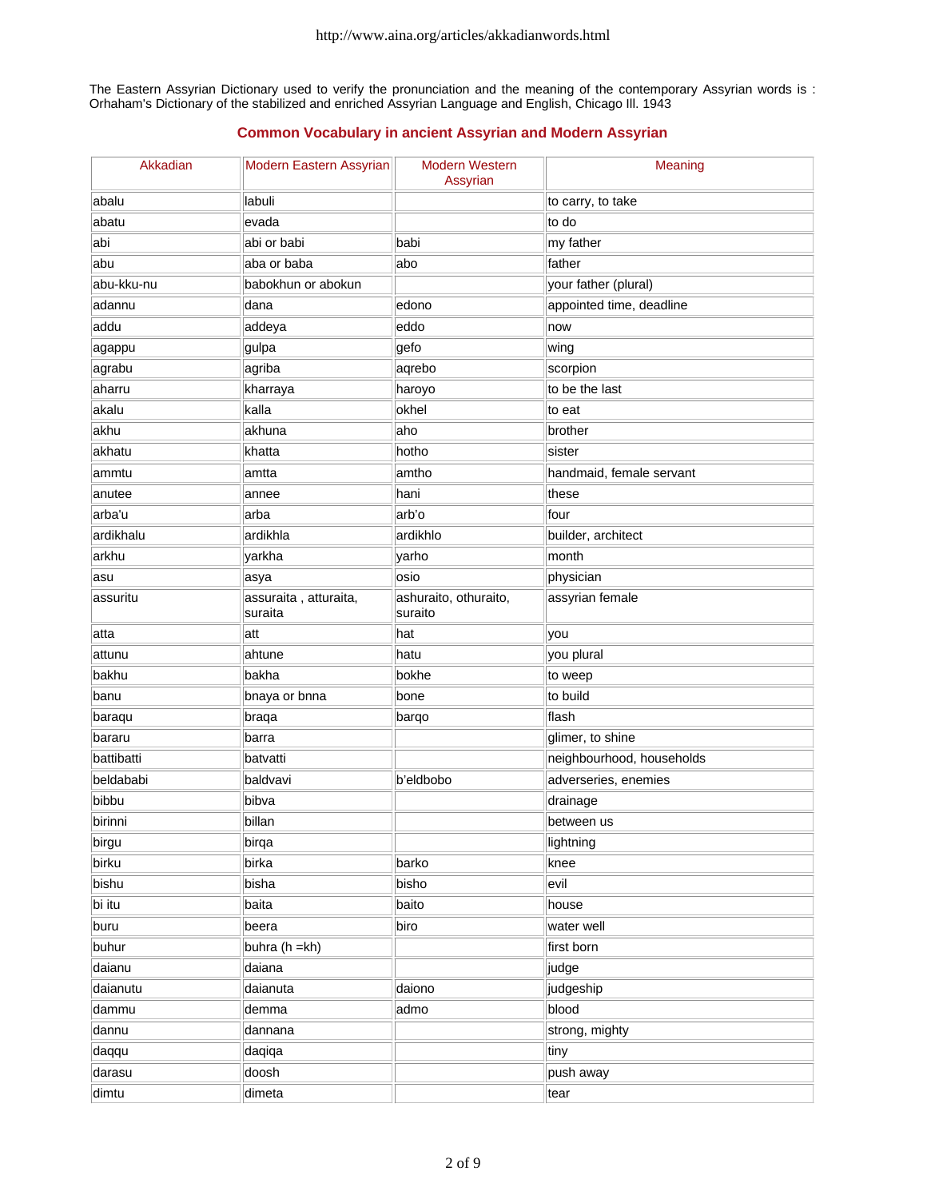The Eastern Assyrian Dictionary used to verify the pronunciation and the meaning of the contemporary Assyrian words is : Orhaham's Dictionary of the stabilized and enriched Assyrian Language and English, Chicago Ill. 1943

## Common Vocabulary in ancient Assyrian and Modern Assyrian

| Akkadian | Modern Eastern Assyrian | Modern Western Assyrian | Meaning |
|---|---|---|---|
| abalu | labuli | | to carry, to take |
| abatu | evada | | to do |
| abi | abi or babi | babi | my father |
| abu | aba or baba | abo | father |
| abu-kku-nu | babokhun or abokun | | your father (plural) |
| adannu | dana | edono | appointed time, deadline |
| addu | addeya | eddo | now |
| agappu | gulpa | gefo | wing |
| agrabu | agriba | aqrebo | scorpion |
| aharru | kharraya | haroyo | to be the last |
| akalu | kalla | okhel | to eat |
| akhu | akhuna | aho | brother |
| akhatu | khatta | hotho | sister |
| ammtu | amtta | amtho | handmaid, female servant |
| anutee | annee | hani | these |
| arba'u | arba | arb'o | four |
| ardikhalu | ardikhla | ardikhlo | builder, architect |
| arkhu | yarkha | yarho | month |
| asu | asya | osio | physician |
| assuritu | assuraita , atturaita, suraita | ashuraito, othuraito, suraito | assyrian female |
| atta | att | hat | you |
| attunu | ahtune | hatu | you plural |
| bakhu | bakha | bokhe | to weep |
| banu | bnaya or bnna | bone | to build |
| baraqu | braqa | barqo | flash |
| bararu | barra | | glimer, to shine |
| battibatti | batvatti | | neighbourhood, households |
| beldababi | baldvavi | b'eldbobo | adverseries, enemies |
| bibbu | bibva | | drainage |
| birinni | billan | | between us |
| birgu | birqa | | lightning |
| birku | birka | barko | knee |
| bishu | bisha | bisho | evil |
| bi itu | baita | baito | house |
| buru | beera | biro | water well |
| buhur | buhra (h =kh) | | first born |
| daianu | daiana | | judge |
| daianutu | daianuta | daiono | judgeship |
| dammu | demma | admo | blood |
| dannu | dannana | | strong, mighty |
| daqqu | daqiqa | | tiny |
| darasu | doosh | | push away |
| dimtu | dimeta | | tear |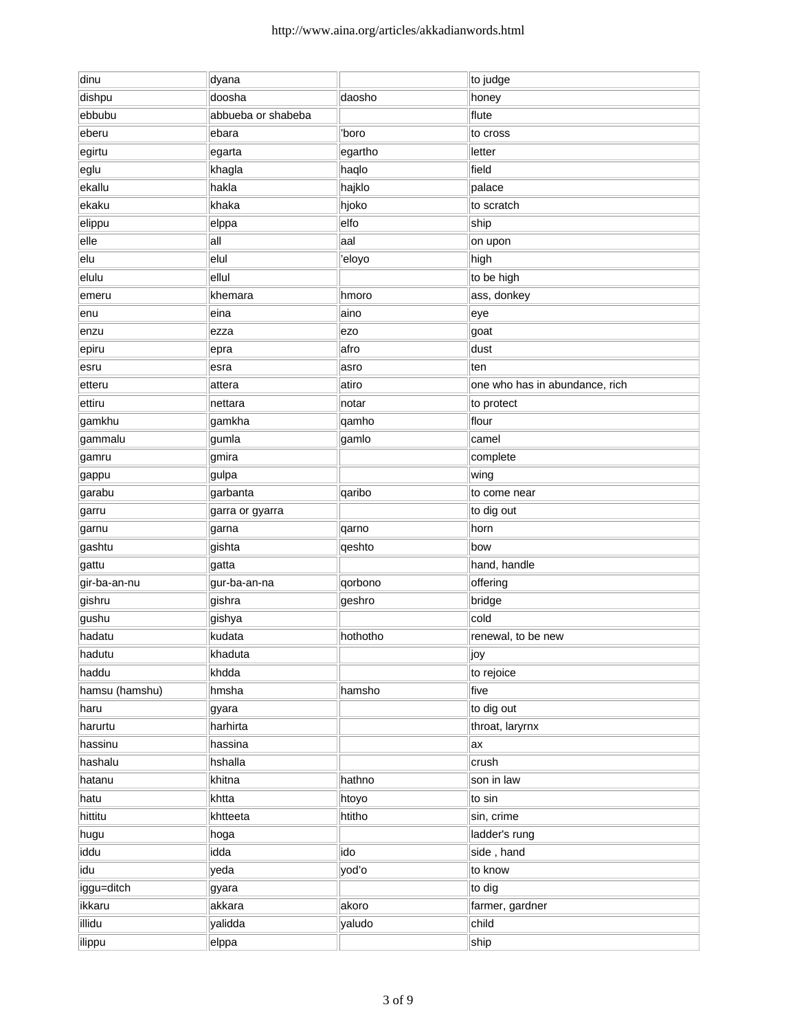| dinu | dyana | | to judge |
|---|---|---|---|
| dishpu | doosha | daosho | honey |
| ebbubu | abbueba or shabeba | | flute |
| eberu | ebara | 'boro | to cross |
| egirtu | egarta | egartho | letter |
| eglu | khagla | haqlo | field |
| ekallu | hakla | hajklo | palace |
| ekaku | khaka | hjoko | to scratch |
| elippu | elppa | elfo | ship |
| elle | all | aal | on upon |
| elu | elul | 'eloyo | high |
| elulu | ellul | | to be high |
| emeru | khemara | hmoro | ass, donkey |
| enu | eina | aino | eye |
| enzu | ezza | ezo | goat |
| epiru | epra | afro | dust |
| esru | esra | asro | ten |
| etteru | attera | atiro | one who has in abundance, rich |
| ettiru | nettara | notar | to protect |
| gamkhu | gamkha | qamho | flour |
| gammalu | gumla | gamlo | camel |
| gamru | gmira | | complete |
| gappu | gulpa | | wing |
| garabu | garbanta | qaribo | to come near |
| garru | garra or gyarra | | to dig out |
| garnu | garna | qarno | horn |
| gashtu | gishta | qeshto | bow |
| gattu | gatta | | hand, handle |
| gir-ba-an-nu | gur-ba-an-na | qorbono | offering |
| gishru | gishra | geshro | bridge |
| gushu | gishya | | cold |
| hadatu | kudata | hothotho | renewal, to be new |
| hadutu | khaduta | | joy |
| haddu | khdda | | to rejoice |
| hamsu (hamshu) | hmsha | hamsho | five |
| haru | gyara | | to dig out |
| harurtu | harhirta | | throat, laryrnx |
| hassinu | hassina | | ax |
| hashalu | hshalla | | crush |
| hatanu | khitna | hathno | son in law |
| hatu | khtta | htoyo | to sin |
| hittitu | khtteeta | htitho | sin, crime |
| hugu | hoga | | ladder's rung |
| iddu | idda | ido | side , hand |
| idu | yeda | yod'o | to know |
| iggu=ditch | gyara | | to dig |
| ikkaru | akkara | akoro | farmer, gardner |
| illidu | yalidda | yaludo | child |
| ilippu | elppa | | ship |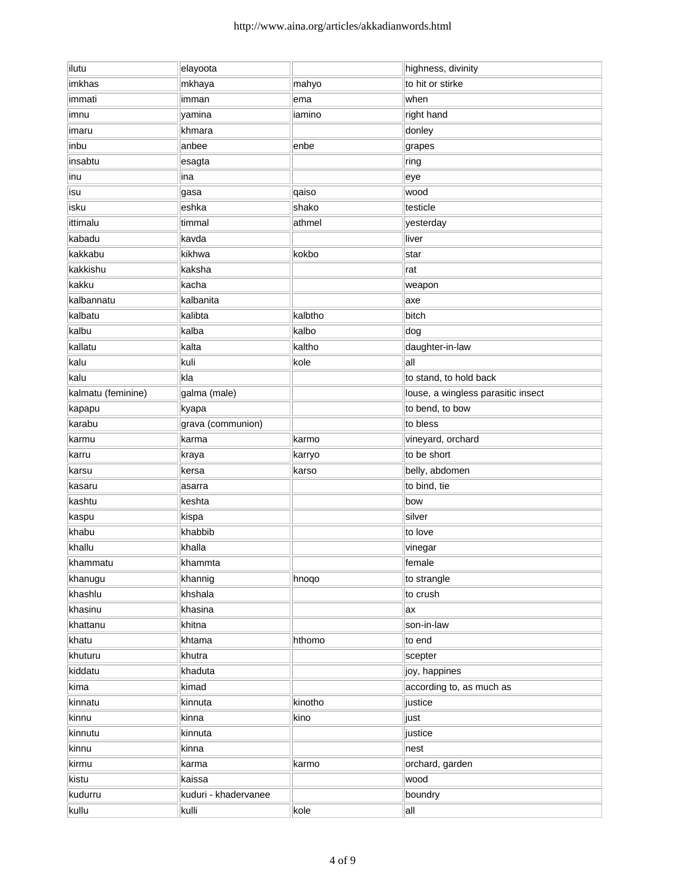| | | | |
|---|---|---|---|
| ilutu | elayoota | | highness, divinity |
| imkhas | mkhaya | mahyo | to hit or stirke |
| immati | imman | ema | when |
| imnu | yamina | iamino | right hand |
| imaru | khmara | | donley |
| inbu | anbee | enbe | grapes |
| insabtu | esagta | | ring |
| inu | ina | | eye |
| isu | gasa | qaiso | wood |
| isku | eshka | shako | testicle |
| ittimalu | timmal | athmel | yesterday |
| kabadu | kavda | | liver |
| kakkabu | kikhwa | kokbo | star |
| kakkishu | kaksha | | rat |
| kakku | kacha | | weapon |
| kalbannatu | kalbanita | | axe |
| kalbatu | kalibta | kalbtho | bitch |
| kalbu | kalba | kalbo | dog |
| kallatu | kalta | kaltho | daughter-in-law |
| kalu | kuli | kole | all |
| kalu | kla | | to stand, to hold back |
| kalmatu (feminine) | galma (male) | | louse, a wingless parasitic insect |
| kapapu | kyapa | | to bend, to bow |
| karabu | grava (communion) | | to bless |
| karmu | karma | karmo | vineyard, orchard |
| karru | kraya | karryo | to be short |
| karsu | kersa | karso | belly, abdomen |
| kasaru | asarra | | to bind, tie |
| kashtu | keshta | | bow |
| kaspu | kispa | | silver |
| khabu | khabbib | | to love |
| khallu | khalla | | vinegar |
| khammatu | khammta | | female |
| khanugu | khannig | hnoqo | to strangle |
| khashlu | khshala | | to crush |
| khasinu | khasina | | ax |
| khattanu | khitna | | son-in-law |
| khatu | khtama | hthomo | to end |
| khuturu | khutra | | scepter |
| kiddatu | khaduta | | joy, happines |
| kima | kimad | | according to, as much as |
| kinnatu | kinnuta | kinotho | justice |
| kinnu | kinna | kino | just |
| kinnutu | kinnuta | | justice |
| kinnu | kinna | | nest |
| kirmu | karma | karmo | orchard, garden |
| kistu | kaissa | | wood |
| kudurru | kuduri - khadervanee | | boundry |
| kullu | kulli | kole | all |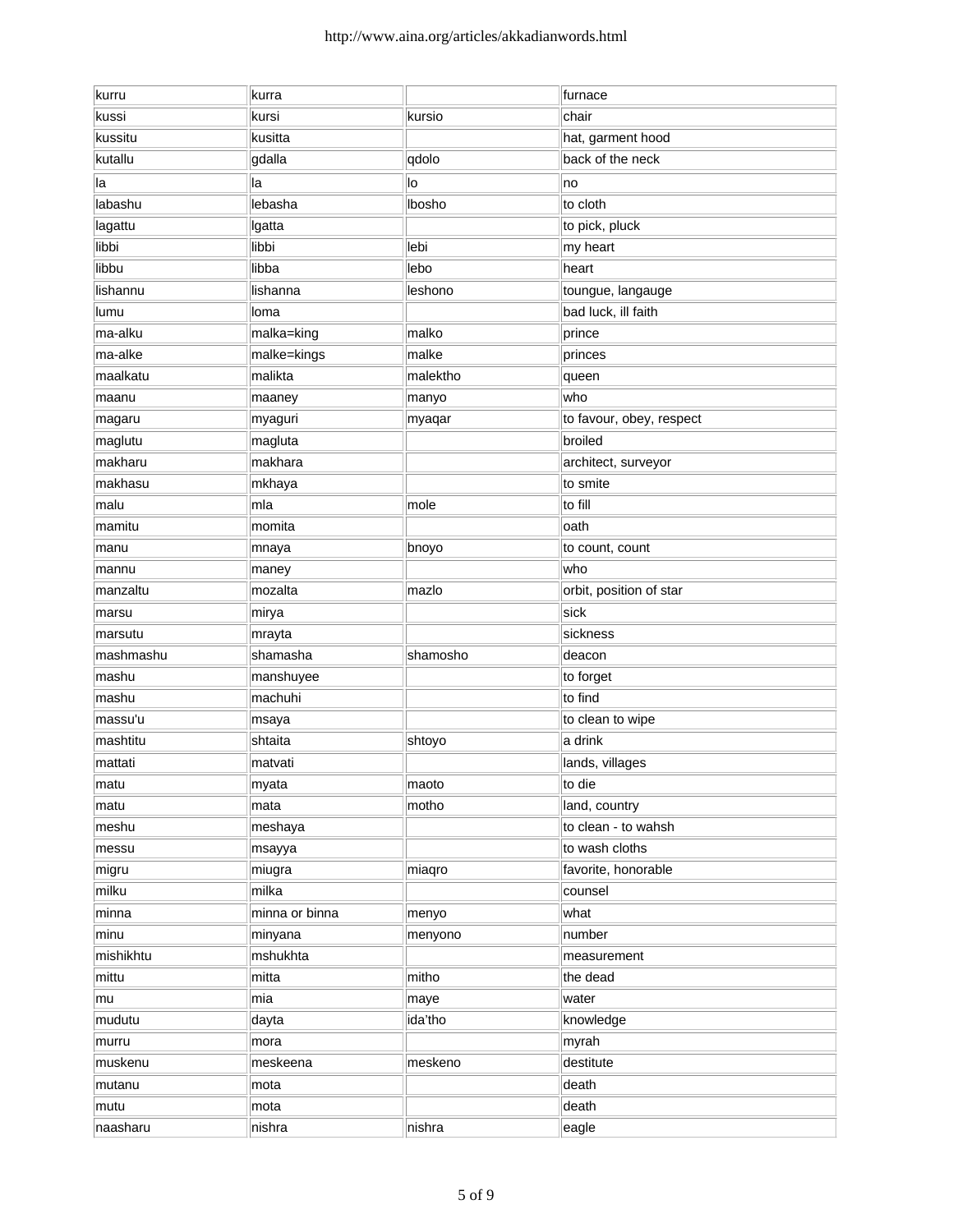| | | | |
|---|---|---|---|
| kurru | kurra | | furnace |
| kussi | kursi | kursio | chair |
| kussitu | kusitta | | hat, garment hood |
| kutallu | gdalla | qdolo | back of the neck |
| la | la | lo | no |
| labashu | lebasha | lbosho | to cloth |
| lagattu | lgatta | | to pick, pluck |
| libbi | libbi | lebi | my heart |
| libbu | libba | lebo | heart |
| lishannu | lishanna | leshono | toungue, langauge |
| lumu | loma | | bad luck, ill faith |
| ma-alku | malka=king | malko | prince |
| ma-alke | malke=kings | malke | princes |
| maalkatu | malikta | malektho | queen |
| maanu | maaney | manyo | who |
| magaru | myaguri | myaqar | to favour, obey, respect |
| maglutu | magluta | | broiled |
| makharu | makhara | | architect, surveyor |
| makhasu | mkhaya | | to smite |
| malu | mla | mole | to fill |
| mamitu | momita | | oath |
| manu | mnaya | bnoyo | to count, count |
| mannu | maney | | who |
| manzaltu | mozalta | mazlo | orbit, position of star |
| marsu | mirya | | sick |
| marsutu | mrayta | | sickness |
| mashmashu | shamasha | shamosho | deacon |
| mashu | manshuyee | | to forget |
| mashu | machuhi | | to find |
| massu'u | msaya | | to clean to wipe |
| mashtitu | shtaita | shtoyo | a drink |
| mattati | matvati | | lands, villages |
| matu | myata | maoto | to die |
| matu | mata | motho | land, country |
| meshu | meshaya | | to clean - to wahsh |
| messu | msayya | | to wash cloths |
| migru | miugra | miaqro | favorite, honorable |
| milku | milka | | counsel |
| minna | minna or binna | menyo | what |
| minu | minyana | menyono | number |
| mishikhtu | mshukhta | | measurement |
| mittu | mitta | mitho | the dead |
| mu | mia | maye | water |
| mudutu | dayta | ida'tho | knowledge |
| murru | mora | | myrah |
| muskenu | meskeena | meskeno | destitute |
| mutanu | mota | | death |
| mutu | mota | | death |
| naasharu | nishra | nishra | eagle |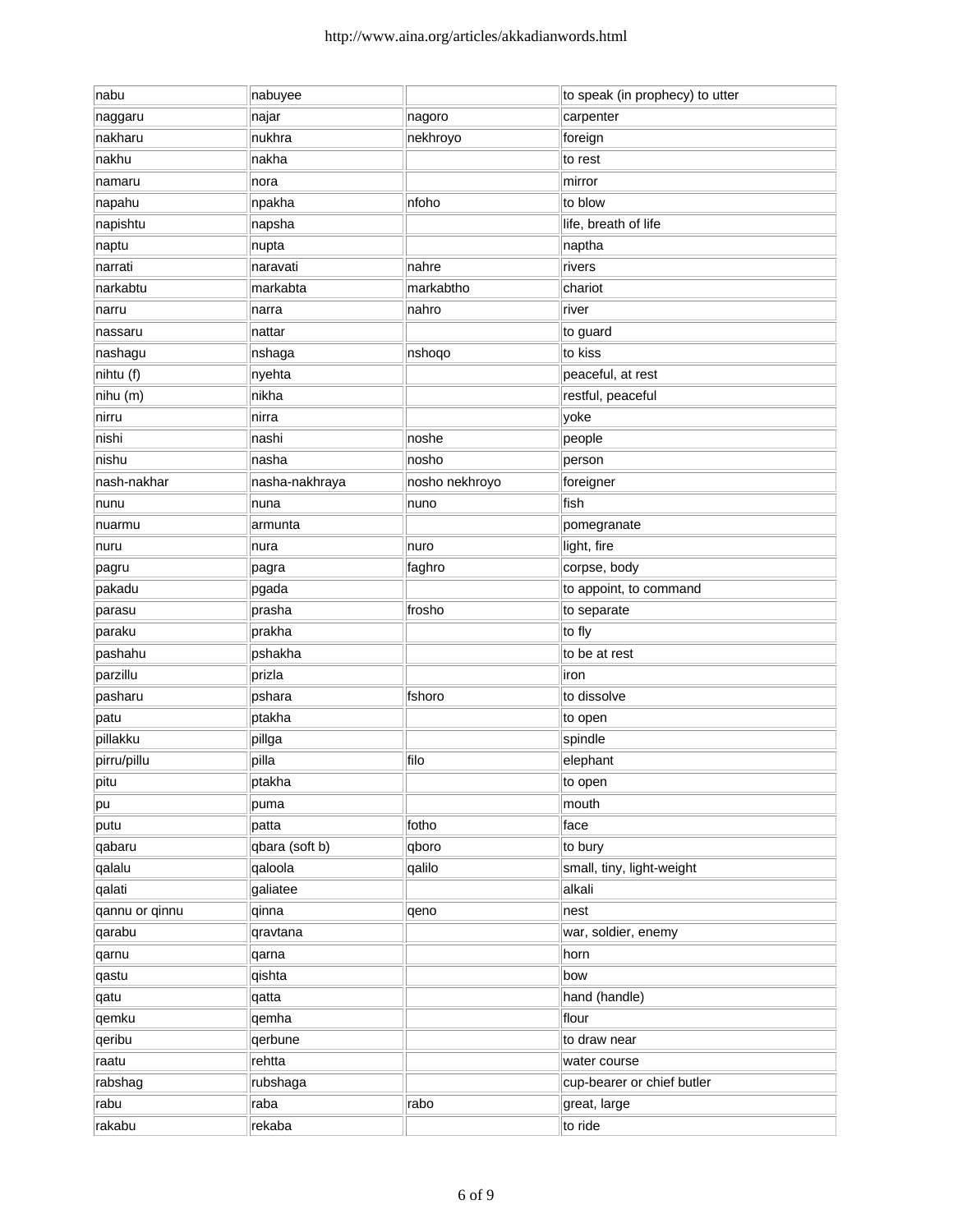| | | | |
|---|---|---|---|
| nabu | nabuyee | | to speak (in prophecy) to utter |
| naggaru | najar | nagoro | carpenter |
| nakharu | nukhra | nekhroyo | foreign |
| nakhu | nakha | | to rest |
| namaru | nora | | mirror |
| napahu | npakha | nfoho | to blow |
| napishtu | napsha | | life, breath of life |
| naptu | nupta | | naptha |
| narrati | naravati | nahre | rivers |
| narkabtu | markabta | markabtho | chariot |
| narru | narra | nahro | river |
| nassaru | nattar | | to guard |
| nashagu | nshaga | nshoqo | to kiss |
| nihtu (f) | nyehta | | peaceful, at rest |
| nihu (m) | nikha | | restful, peaceful |
| nirru | nirra | | yoke |
| nishi | nashi | noshe | people |
| nishu | nasha | nosho | person |
| nash-nakhar | nasha-nakhraya | nosho nekhroyo | foreigner |
| nunu | nuna | nuno | fish |
| nuarmu | armunta | | pomegranate |
| nuru | nura | nuro | light, fire |
| pagru | pagra | faghro | corpse, body |
| pakadu | pgada | | to appoint, to command |
| parasu | prasha | frosho | to separate |
| paraku | prakha | | to fly |
| pashahu | pshakha | | to be at rest |
| parzillu | prizla | | iron |
| pasharu | pshara | fshoro | to dissolve |
| patu | ptakha | | to open |
| pillakku | pillga | | spindle |
| pirru/pillu | pilla | filo | elephant |
| pitu | ptakha | | to open |
| pu | puma | | mouth |
| putu | patta | fotho | face |
| qabaru | qbara (soft b) | qboro | to bury |
| qalalu | qaloola | qalilo | small, tiny, light-weight |
| qalati | galiatee | | alkali |
| qannu or qinnu | qinna | qeno | nest |
| qarabu | qravtana | | war, soldier, enemy |
| qarnu | qarna | | horn |
| qastu | qishta | | bow |
| qatu | qatta | | hand (handle) |
| qemku | qemha | | flour |
| qeribu | qerbune | | to draw near |
| raatu | rehtta | | water course |
| rabshag | rubshaga | | cup-bearer or chief butler |
| rabu | raba | rabo | great, large |
| rakabu | rekaba | | to ride |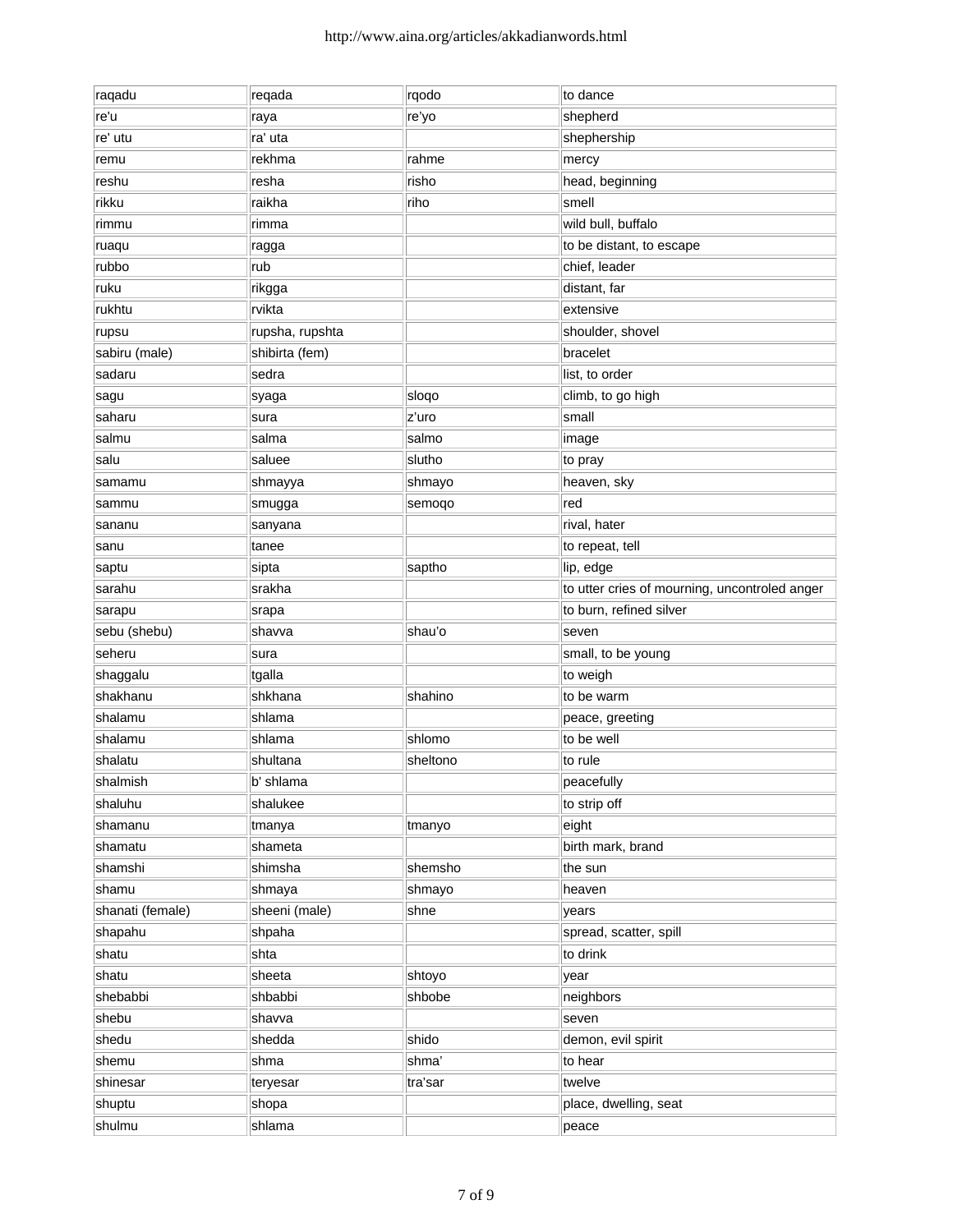| | | | |
|---|---|---|---|
| raqadu | reqada | rqodo | to dance |
| re'u | raya | re'yo | shepherd |
| re' utu | ra' uta | | shephership |
| remu | rekhma | rahme | mercy |
| reshu | resha | risho | head, beginning |
| rikku | raikha | riho | smell |
| rimmu | rimma | | wild bull, buffalo |
| ruaqu | ragga | | to be distant, to escape |
| rubbo | rub | | chief, leader |
| ruku | rikgga | | distant, far |
| rukhtu | rvikta | | extensive |
| rupsu | rupsha, rupshta | | shoulder, shovel |
| sabiru (male) | shibirta (fem) | | bracelet |
| sadaru | sedra | | list, to order |
| sagu | syaga | sloqo | climb, to go high |
| saharu | sura | z'uro | small |
| salmu | salma | salmo | image |
| salu | saluee | slutho | to pray |
| samamu | shmayya | shmayo | heaven, sky |
| sammu | smugga | semoqo | red |
| sananu | sanyana | | rival, hater |
| sanu | tanee | | to repeat, tell |
| saptu | sipta | saptho | lip, edge |
| sarahu | srakha | | to utter cries of mourning, uncontroled anger |
| sarapu | srapa | | to burn, refined silver |
| sebu (shebu) | shavva | shau'o | seven |
| seheru | sura | | small, to be young |
| shaggalu | tgalla | | to weigh |
| shakhanu | shkhana | shahino | to be warm |
| shalamu | shlama | | peace, greeting |
| shalamu | shlama | shlomo | to be well |
| shalatu | shultana | sheltono | to rule |
| shalmish | b' shlama | | peacefully |
| shaluhu | shalukee | | to strip off |
| shamanu | tmanya | tmanyo | eight |
| shamatu | shameta | | birth mark, brand |
| shamshi | shimsha | shemsho | the sun |
| shamu | shmaya | shmayo | heaven |
| shanati (female) | sheeni (male) | shne | years |
| shapahu | shpaha | | spread, scatter, spill |
| shatu | shta | | to drink |
| shatu | sheeta | shtoyo | year |
| shebabbi | shbabbi | shbobe | neighbors |
| shebu | shavva | | seven |
| shedu | shedda | shido | demon, evil spirit |
| shemu | shma | shma' | to hear |
| shinesar | teryesar | tra'sar | twelve |
| shuptu | shopa | | place, dwelling, seat |
| shulmu | shlama | | peace |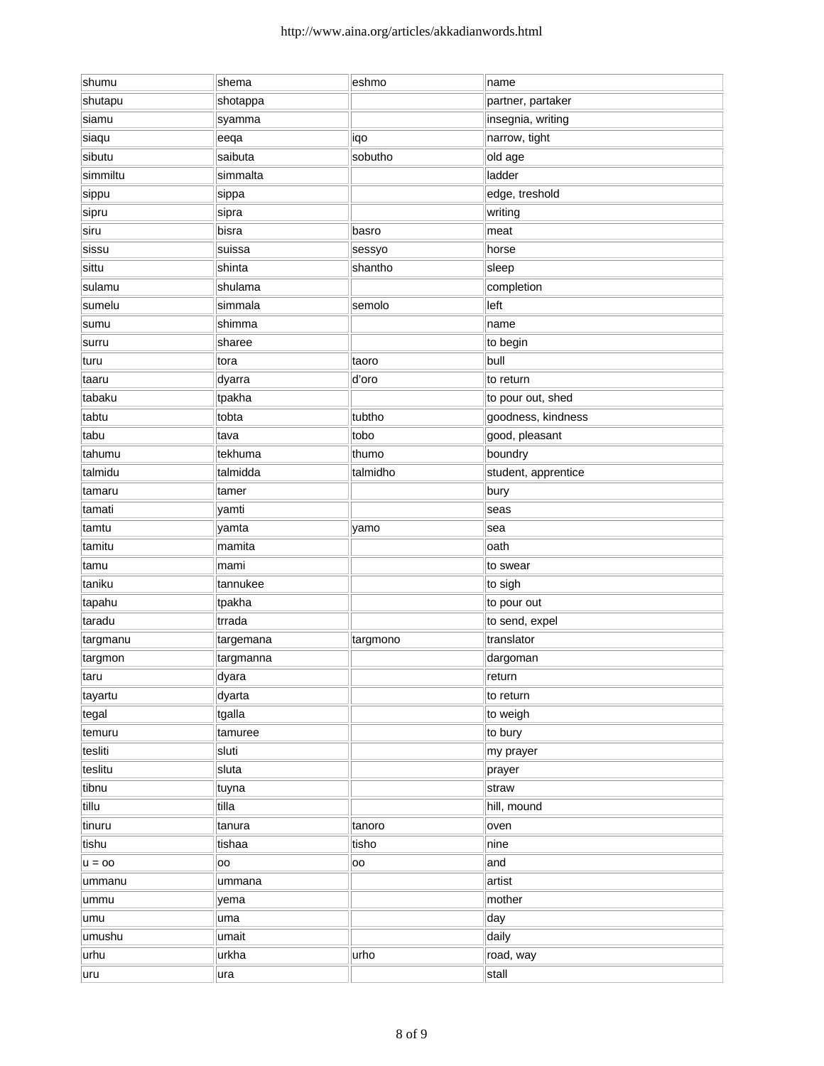| | | | |
|---|---|---|---|
| shumu | shema | eshmo | name |
| shutapu | shotappa | | partner, partaker |
| siamu | syamma | | insegnia, writing |
| siaqu | eeqa | iqo | narrow, tight |
| sibutu | saibuta | sobutho | old age |
| simmiltu | simmalta | | ladder |
| sippu | sippa | | edge, treshold |
| sipru | sipra | | writing |
| siru | bisra | basro | meat |
| sissu | suissa | sessyo | horse |
| sittu | shinta | shantho | sleep |
| sulamu | shulama | | completion |
| sumelu | simmala | semolo | left |
| sumu | shimma | | name |
| surru | sharee | | to begin |
| turu | tora | taoro | bull |
| taaru | dyarra | d'oro | to return |
| tabaku | tpakha | | to pour out, shed |
| tabtu | tobta | tubtho | goodness, kindness |
| tabu | tava | tobo | good, pleasant |
| tahumu | tekhuma | thumo | boundry |
| talmidu | talmidda | talmidho | student, apprentice |
| tamaru | tamer | | bury |
| tamati | yamti | | seas |
| tamtu | yamta | yamo | sea |
| tamitu | mamita | | oath |
| tamu | mami | | to swear |
| taniku | tannukee | | to sigh |
| tapahu | tpakha | | to pour out |
| taradu | trrada | | to send, expel |
| targmanu | targemana | targmono | translator |
| targmon | targmanna | | dargoman |
| taru | dyara | | return |
| tayartu | dyarta | | to return |
| tegal | tgalla | | to weigh |
| temuru | tamuree | | to bury |
| tesliti | sluti | | my prayer |
| teslitu | sluta | | prayer |
| tibnu | tuyna | | straw |
| tillu | tilla | | hill, mound |
| tinuru | tanura | tanoro | oven |
| tishu | tishaa | tisho | nine |
| u = oo | oo | oo | and |
| ummanu | ummana | | artist |
| ummu | yema | | mother |
| umu | uma | | day |
| umushu | umait | | daily |
| urhu | urkha | urho | road, way |
| uru | ura | | stall |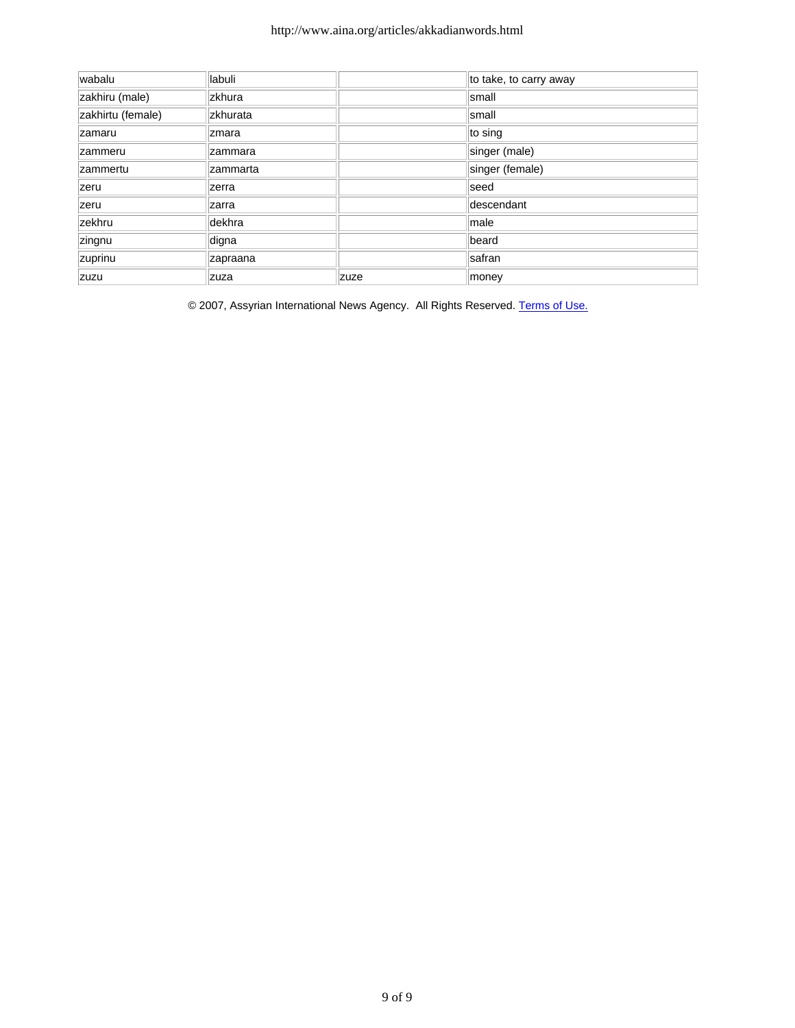| | | | |
|---|---|---|---|
| wabalu | labuli | | to take, to carry away |
| zakhiru (male) | zkhura | | small |
| zakhirtu (female) | zkhurata | | small |
| zamaru | zmara | | to sing |
| zammeru | zammara | | singer (male) |
| zammertu | zammarta | | singer (female) |
| zeru | zerra | | seed |
| zeru | zarra | | descendant |
| zekhru | dekhra | | male |
| zingnu | digna | | beard |
| zuprinu | zapraana | | safran |
| zuzu | zuza | zuze | money |

© 2007, Assyrian International News Agency. All Rights Reserved. Terms of Use.